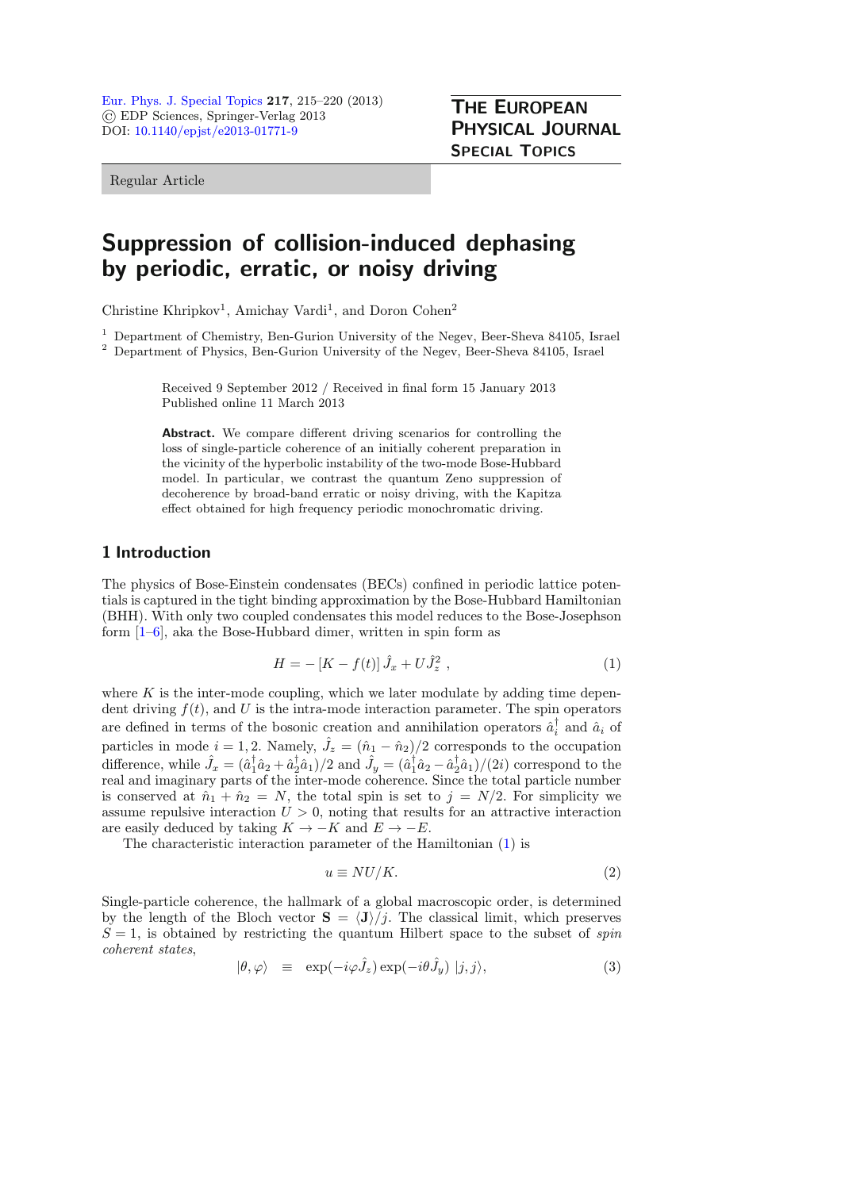# Suppression of collision-induced dephasing by periodic, erratic, or noisy driving

Christine Khripkov[1], Amichay Vardi[1], and Doron Cohen[2]

[1] Department of Chemistry, Ben-Gurion University of the Negev, Beer-Sheva 84105, Israel
[2] Department of Physics, Ben-Gurion University of the Negev, Beer-Sheva 84105, Israel

Received 9 September 2012 / Received in final form 15 January 2013
Published online 11 March 2013

**Abstract.** We compare different driving scenarios for controlling the loss of single-particle coherence of an initially coherent preparation in the vicinity of the hyperbolic instability of the two-mode Bose-Hubbard model. In particular, we contrast the quantum Zeno suppression of decoherence by broad-band erratic or noisy driving, with the Kapitza effect obtained for high frequency periodic monochromatic driving.

## 1 Introduction

The physics of Bose-Einstein condensates (BECs) confined in periodic lattice potentials is captured in the tight binding approximation by the Bose-Hubbard Hamiltonian (BHH). With only two coupled condensates this model reduces to the Bose-Josephson form [1–6], aka the Bose-Hubbard dimer, written in spin form as

$$H = -\left[K - f(t)\right]\hat{J}_x + U\hat{J}_z^2 \ , \tag{1}$$

where $K$ is the inter-mode coupling, which we later modulate by adding time dependent driving $f(t)$, and $U$ is the intra-mode interaction parameter. The spin operators are defined in terms of the bosonic creation and annihilation operators $\hat{a}_i^\dagger$ and $\hat{a}_i$ of particles in mode $i = 1, 2$. Namely, $\hat{J}_z = (\hat{n}_1 - \hat{n}_2)/2$ corresponds to the occupation difference, while $\hat{J}_x = (\hat{a}_1^\dagger\hat{a}_2 + \hat{a}_2^\dagger\hat{a}_1)/2$ and $\hat{J}_y = (\hat{a}_1^\dagger\hat{a}_2 - \hat{a}_2^\dagger\hat{a}_1)/(2i)$ correspond to the real and imaginary parts of the inter-mode coherence. Since the total particle number is conserved at $\hat{n}_1 + \hat{n}_2 = N$, the total spin is set to $j = N/2$. For simplicity we assume repulsive interaction $U > 0$, noting that results for an attractive interaction are easily deduced by taking $K \to -K$ and $E \to -E$.

The characteristic interaction parameter of the Hamiltonian (1) is

$$u \equiv NU/K. \tag{2}$$

Single-particle coherence, the hallmark of a global macroscopic order, is determined by the length of the Bloch vector $\mathbf{S} = \langle \mathbf{J} \rangle / j$. The classical limit, which preserves $S = 1$, is obtained by restricting the quantum Hilbert space to the subset of *spin coherent states*,

$$|\theta, \varphi\rangle \quad \equiv \quad \exp(-i\varphi\hat{J}_z)\exp(-i\theta\hat{J}_y)\ |j, j\rangle, \tag{3}$$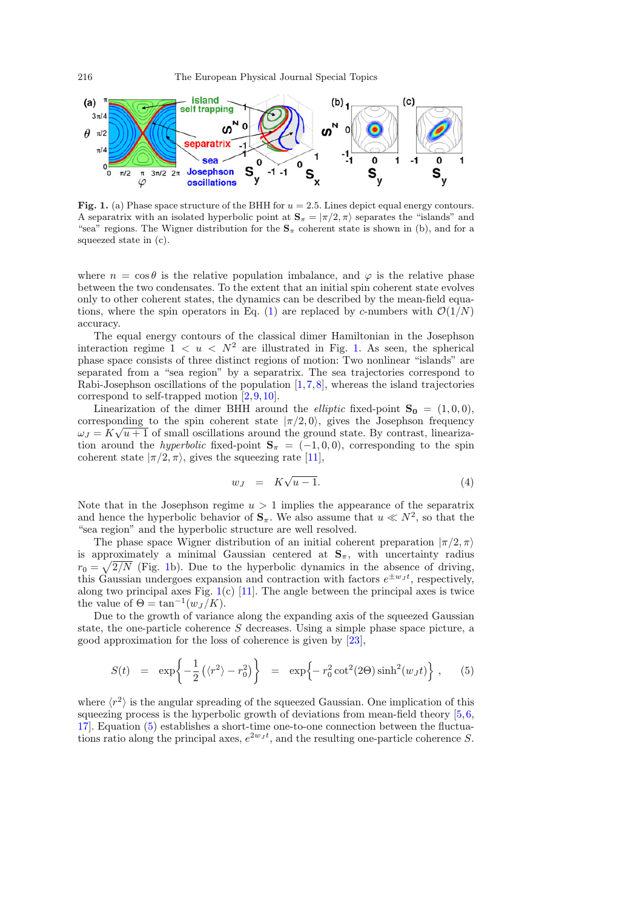**Fig. 1.** (a) Phase space structure of the BHH for $u = 2.5$. Lines depict equal energy contours. A separatrix with an isolated hyperbolic point at $\mathbf{S}_\pi = |\pi/2, \pi\rangle$ separates the "islands" and "sea" regions. The Wigner distribution for the $\mathbf{S}_\pi$ coherent state is shown in (b), and for a squeezed state in (c).

where $n = \cos\theta$ is the relative population imbalance, and $\varphi$ is the relative phase between the two condensates. To the extent that an initial spin coherent state evolves only to other coherent states, the dynamics can be described by the mean-field equations, where the spin operators in Eq. (1) are replaced by $c$-numbers with $\mathcal{O}(1/N)$ accuracy.

The equal energy contours of the classical dimer Hamiltonian in the Josephson interaction regime $1 < u < N^2$ are illustrated in Fig. 1. As seen, the spherical phase space consists of three distinct regions of motion: Two nonlinear "islands" are separated from a "sea region" by a separatrix. The sea trajectories correspond to Rabi-Josephson oscillations of the population [1,7,8], whereas the island trajectories correspond to self-trapped motion [2,9,10].

Linearization of the dimer BHH around the *elliptic* fixed-point $\mathbf{S_0} = (1, 0, 0)$, corresponding to the spin coherent state $|\pi/2, 0\rangle$, gives the Josephson frequency $\omega_J = K\sqrt{u+1}$ of small oscillations around the ground state. By contrast, linearization around the *hyperbolic* fixed-point $\mathbf{S}_\pi = (-1, 0, 0)$, corresponding to the spin coherent state $|\pi/2, \pi\rangle$, gives the squeezing rate [11],

$$w_J \quad = \quad K\sqrt{u-1}. \tag{4}$$

Note that in the Josephson regime $u > 1$ implies the appearance of the separatrix and hence the hyperbolic behavior of $\mathbf{S}_\pi$. We also assume that $u \ll N^2$, so that the "sea region" and the hyperbolic structure are well resolved.

The phase space Wigner distribution of an initial coherent preparation $|\pi/2, \pi\rangle$ is approximately a minimal Gaussian centered at $\mathbf{S}_\pi$, with uncertainty radius $r_0 = \sqrt{2/N}$ (Fig. 1b). Due to the hyperbolic dynamics in the absence of driving, this Gaussian undergoes expansion and contraction with factors $e^{\pm w_J t}$, respectively, along two principal axes Fig. 1(c) [11]. The angle between the principal axes is twice the value of $\Theta = \tan^{-1}(w_J/K)$.

Due to the growth of variance along the expanding axis of the squeezed Gaussian state, the one-particle coherence $S$ decreases. Using a simple phase space picture, a good approximation for the loss of coherence is given by [23],

$$S(t) \quad = \quad \exp\left\{-\frac{1}{2}\left(\langle r^2\rangle - r_0^2\right)\right\} \quad = \quad \exp\left\{-\, r_0^2 \cot^2(2\Theta)\sinh^2(w_J t)\right\}, \tag{5}$$

where $\langle r^2\rangle$ is the angular spreading of the squeezed Gaussian. One implication of this squeezing process is the hyperbolic growth of deviations from mean-field theory [5,6,17]. Equation (5) establishes a short-time one-to-one connection between the fluctuations ratio along the principal axes, $e^{2w_J t}$, and the resulting one-particle coherence $S$.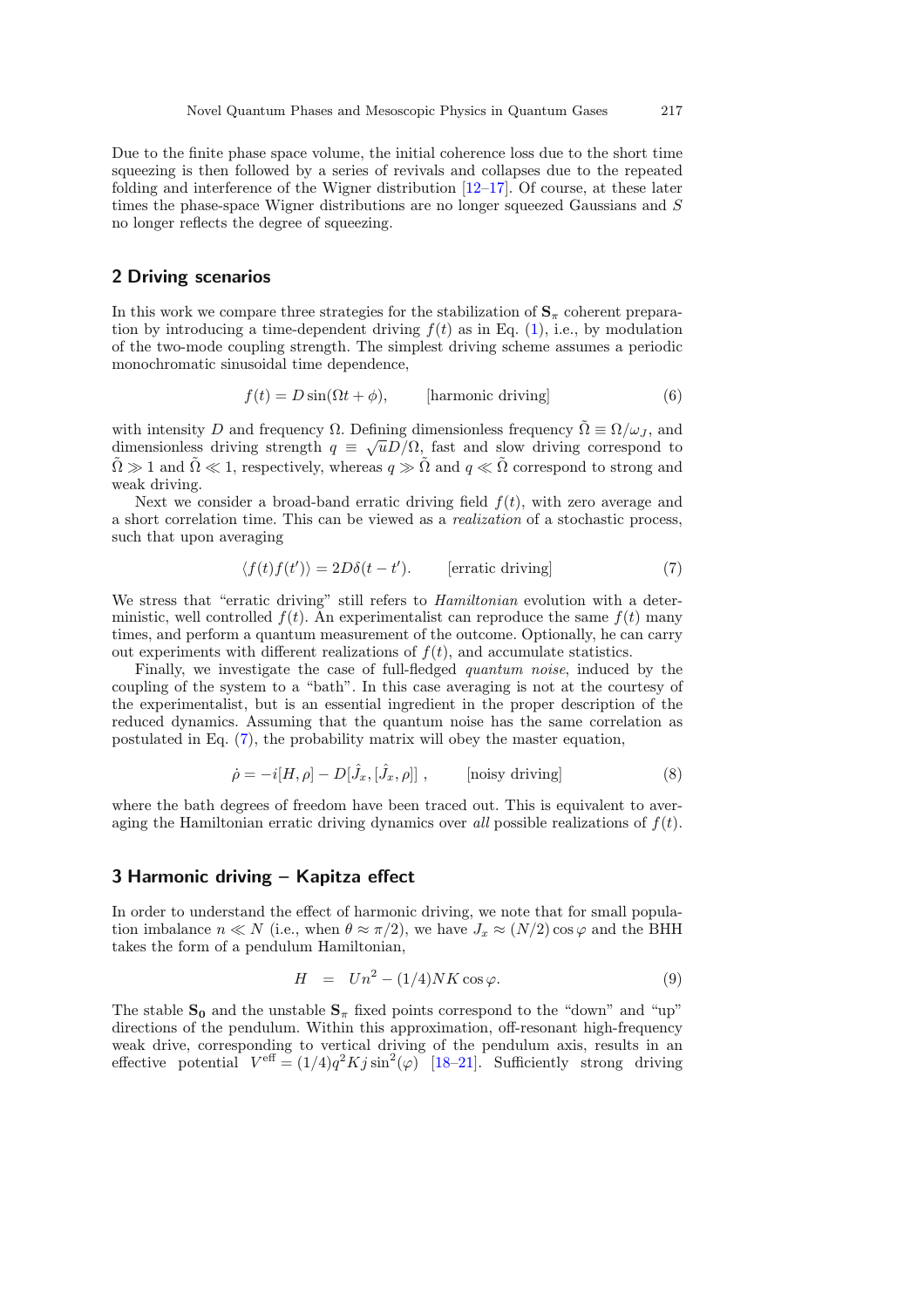Due to the finite phase space volume, the initial coherence loss due to the short time squeezing is then followed by a series of revivals and collapses due to the repeated folding and interference of the Wigner distribution [12–17]. Of course, at these later times the phase-space Wigner distributions are no longer squeezed Gaussians and $S$ no longer reflects the degree of squeezing.

## 2 Driving scenarios

In this work we compare three strategies for the stabilization of $\mathbf{S}_\pi$ coherent preparation by introducing a time-dependent driving $f(t)$ as in Eq. (1), i.e., by modulation of the two-mode coupling strength. The simplest driving scheme assumes a periodic monochromatic sinusoidal time dependence,

$$f(t) = D\sin(\Omega t + \phi), \qquad \text{[harmonic driving]} \tag{6}$$

with intensity $D$ and frequency $\Omega$. Defining dimensionless frequency $\tilde{\Omega} \equiv \Omega/\omega_J$, and dimensionless driving strength $q \equiv \sqrt{u}D/\Omega$, fast and slow driving correspond to $\tilde{\Omega} \gg 1$ and $\tilde{\Omega} \ll 1$, respectively, whereas $q \gg \tilde{\Omega}$ and $q \ll \tilde{\Omega}$ correspond to strong and weak driving.

Next we consider a broad-band erratic driving field $f(t)$, with zero average and a short correlation time. This can be viewed as a *realization* of a stochastic process, such that upon averaging

$$\langle f(t)f(t')\rangle = 2D\delta(t - t'). \qquad \text{[erratic driving]} \tag{7}$$

We stress that "erratic driving" still refers to *Hamiltonian* evolution with a deterministic, well controlled $f(t)$. An experimentalist can reproduce the same $f(t)$ many times, and perform a quantum measurement of the outcome. Optionally, he can carry out experiments with different realizations of $f(t)$, and accumulate statistics.

Finally, we investigate the case of full-fledged *quantum noise*, induced by the coupling of the system to a "bath". In this case averaging is not at the courtesy of the experimentalist, but is an essential ingredient in the proper description of the reduced dynamics. Assuming that the quantum noise has the same correlation as postulated in Eq. (7), the probability matrix will obey the master equation,

$$\dot{\rho} = -i[H, \rho] - D[\hat{J}_x, [\hat{J}_x, \rho]]\ , \qquad \text{[noisy driving]} \tag{8}$$

where the bath degrees of freedom have been traced out. This is equivalent to averaging the Hamiltonian erratic driving dynamics over *all* possible realizations of $f(t)$.

## 3 Harmonic driving – Kapitza effect

In order to understand the effect of harmonic driving, we note that for small population imbalance $n \ll N$ (i.e., when $\theta \approx \pi/2$), we have $J_x \approx (N/2)\cos\varphi$ and the BHH takes the form of a pendulum Hamiltonian,

$$H \;\; = \;\; Un^2 - (1/4)NK\cos\varphi. \tag{9}$$

The stable $\mathbf{S_0}$ and the unstable $\mathbf{S}_\pi$ fixed points correspond to the "down" and "up" directions of the pendulum. Within this approximation, off-resonant high-frequency weak drive, corresponding to vertical driving of the pendulum axis, results in an effective potential $V^{\text{eff}} = (1/4)q^2Kj\sin^2(\varphi)$ [18–21]. Sufficiently strong driving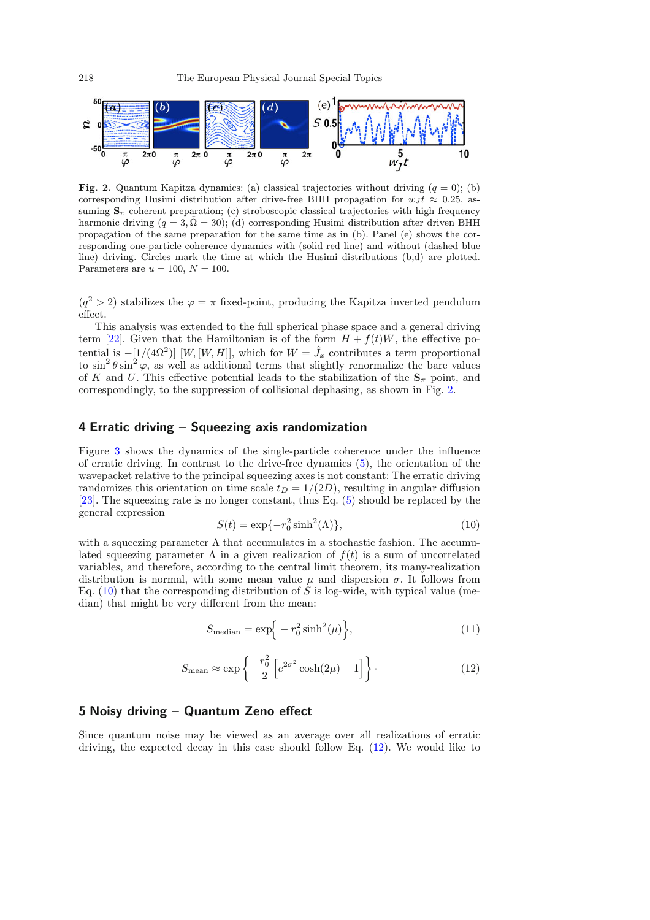**Fig. 2.** Quantum Kapitza dynamics: (a) classical trajectories without driving ($q = 0$); (b) corresponding Husimi distribution after drive-free BHH propagation for $w_J t \approx 0.25$, assuming $\mathbf{S}_\pi$ coherent preparation; (c) stroboscopic classical trajectories with high frequency harmonic driving ($q = 3, \tilde{\Omega} = 30$); (d) corresponding Husimi distribution after driven BHH propagation of the same preparation for the same time as in (b). Panel (e) shows the corresponding one-particle coherence dynamics with (solid red line) and without (dashed blue line) driving. Circles mark the time at which the Husimi distributions (b,d) are plotted. Parameters are $u = 100$, $N = 100$.

($q^2 > 2$) stabilizes the $\varphi = \pi$ fixed-point, producing the Kapitza inverted pendulum effect.

This analysis was extended to the full spherical phase space and a general driving term [22]. Given that the Hamiltonian is of the form $H + f(t)W$, the effective potential is $-[1/(4\Omega^2)]\ [W, [W, H]]$, which for $W = \hat{J}_x$ contributes a term proportional to $\sin^2\theta \sin^2\varphi$, as well as additional terms that slightly renormalize the bare values of $K$ and $U$. This effective potential leads to the stabilization of the $\mathbf{S}_\pi$ point, and correspondingly, to the suppression of collisional dephasing, as shown in Fig. 2.

## 4 Erratic driving – Squeezing axis randomization

Figure 3 shows the dynamics of the single-particle coherence under the influence of erratic driving. In contrast to the drive-free dynamics (5), the orientation of the wavepacket relative to the principal squeezing axes is not constant: The erratic driving randomizes this orientation on time scale $t_D = 1/(2D)$, resulting in angular diffusion [23]. The squeezing rate is no longer constant, thus Eq. (5) should be replaced by the general expression

$$S(t) = \exp\{-r_0^2 \sinh^2(\Lambda)\}, \tag{10}$$

with a squeezing parameter $\Lambda$ that accumulates in a stochastic fashion. The accumulated squeezing parameter $\Lambda$ in a given realization of $f(t)$ is a sum of uncorrelated variables, and therefore, according to the central limit theorem, its many-realization distribution is normal, with some mean value $\mu$ and dispersion $\sigma$. It follows from Eq. (10) that the corresponding distribution of $S$ is log-wide, with typical value (median) that might be very different from the mean:

$$S_{\text{median}} = \exp\Big\{ - r_0^2 \sinh^2(\mu)\Big\}, \tag{11}$$

$$S_{\text{mean}} \approx \exp\left\{-\frac{r_0^2}{2}\left[e^{2\sigma^2}\cosh(2\mu) - 1\right]\right\}. \tag{12}$$

## 5 Noisy driving – Quantum Zeno effect

Since quantum noise may be viewed as an average over all realizations of erratic driving, the expected decay in this case should follow Eq. (12). We would like to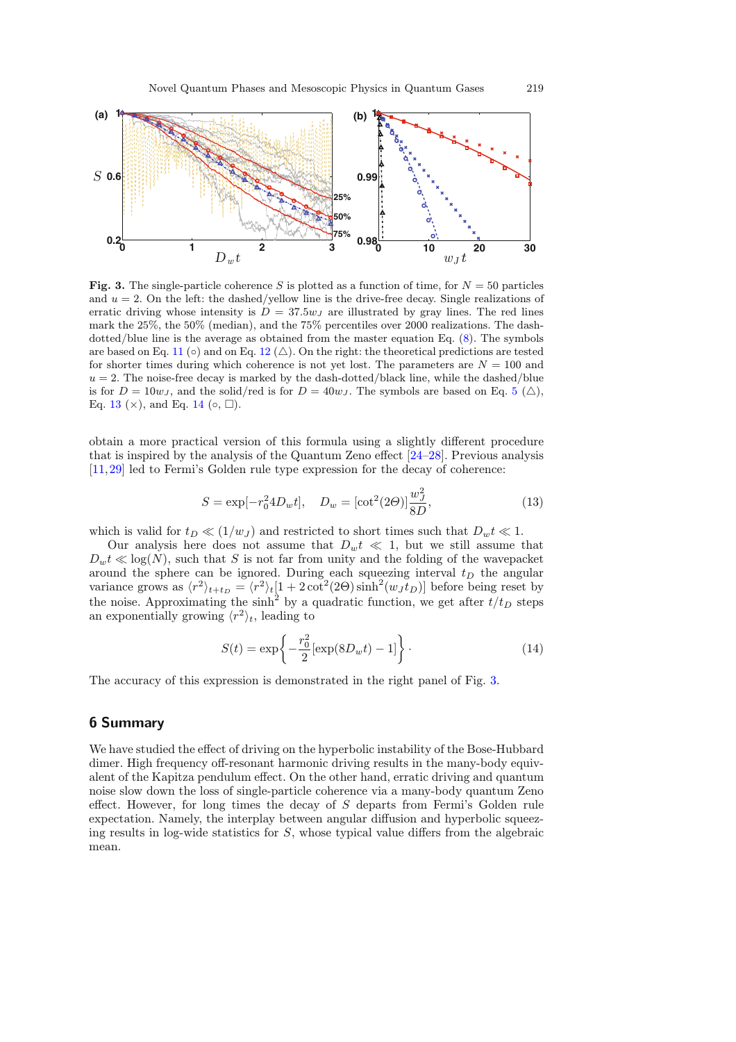**Fig. 3.** The single-particle coherence $S$ is plotted as a function of time, for $N = 50$ particles and $u = 2$. On the left: the dashed/yellow line is the drive-free decay. Single realizations of erratic driving whose intensity is $D = 37.5 w_J$ are illustrated by gray lines. The red lines mark the 25%, the 50% (median), and the 75% percentiles over 2000 realizations. The dash-dotted/blue line is the average as obtained from the master equation Eq. (8). The symbols are based on Eq. 11 (○) and on Eq. 12 (△). On the right: the theoretical predictions are tested for shorter times during which coherence is not yet lost. The parameters are $N = 100$ and $u = 2$. The noise-free decay is marked by the dash-dotted/black line, while the dashed/blue is for $D = 10 w_J$, and the solid/red is for $D = 40 w_J$. The symbols are based on Eq. 5 (△), Eq. 13 (×), and Eq. 14 (○, □).

obtain a more practical version of this formula using a slightly different procedure that is inspired by the analysis of the Quantum Zeno effect [24–28]. Previous analysis [11,29] led to Fermi's Golden rule type expression for the decay of coherence:

$$S = \exp[-r_0^2 4 D_w t], \quad D_w = [\cot^2(2\Theta)] \frac{w_J^2}{8D}, \tag{13}$$

which is valid for $t_D \ll (1/w_J)$ and restricted to short times such that $D_w t \ll 1$.

Our analysis here does not assume that $D_w t \ll 1$, but we still assume that $D_w t \ll \log(N)$, such that $S$ is not far from unity and the folding of the wavepacket around the sphere can be ignored. During each squeezing interval $t_D$ the angular variance grows as $\langle r^2 \rangle_{t+t_D} = \langle r^2 \rangle_t [1 + 2\cot^2(2\Theta)\sinh^2(w_J t_D)]$ before being reset by the noise. Approximating the $\sinh^2$ by a quadratic function, we get after $t/t_D$ steps an exponentially growing $\langle r^2 \rangle_t$, leading to

$$S(t) = \exp\left\{ -\frac{r_0^2}{2} [\exp(8 D_w t) - 1] \right\} . \tag{14}$$

The accuracy of this expression is demonstrated in the right panel of Fig. 3.

## 6 Summary

We have studied the effect of driving on the hyperbolic instability of the Bose-Hubbard dimer. High frequency off-resonant harmonic driving results in the many-body equivalent of the Kapitza pendulum effect. On the other hand, erratic driving and quantum noise slow down the loss of single-particle coherence via a many-body quantum Zeno effect. However, for long times the decay of $S$ departs from Fermi's Golden rule expectation. Namely, the interplay between angular diffusion and hyperbolic squeezing results in log-wide statistics for $S$, whose typical value differs from the algebraic mean.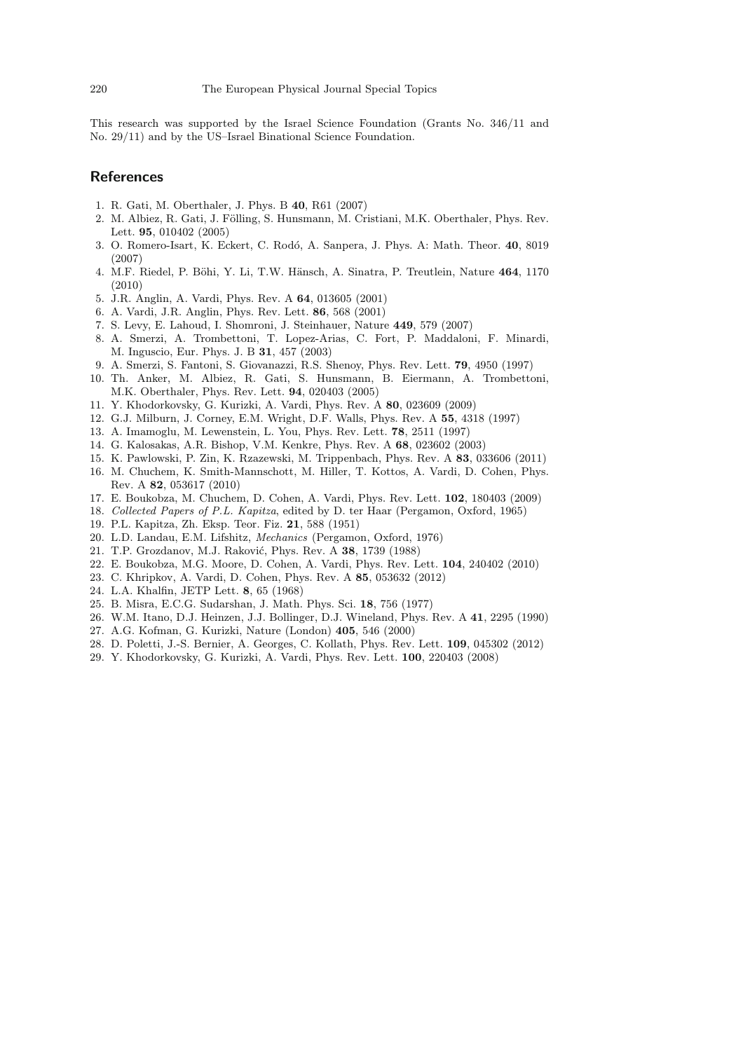This research was supported by the Israel Science Foundation (Grants No. 346/11 and No. 29/11) and by the US–Israel Binational Science Foundation.

## References

1. R. Gati, M. Oberthaler, J. Phys. B **40**, R61 (2007)
2. M. Albiez, R. Gati, J. Fölling, S. Hunsmann, M. Cristiani, M.K. Oberthaler, Phys. Rev. Lett. **95**, 010402 (2005)
3. O. Romero-Isart, K. Eckert, C. Rodó, A. Sanpera, J. Phys. A: Math. Theor. **40**, 8019 (2007)
4. M.F. Riedel, P. Böhi, Y. Li, T.W. Hänsch, A. Sinatra, P. Treutlein, Nature **464**, 1170 (2010)
5. J.R. Anglin, A. Vardi, Phys. Rev. A **64**, 013605 (2001)
6. A. Vardi, J.R. Anglin, Phys. Rev. Lett. **86**, 568 (2001)
7. S. Levy, E. Lahoud, I. Shomroni, J. Steinhauer, Nature **449**, 579 (2007)
8. A. Smerzi, A. Trombettoni, T. Lopez-Arias, C. Fort, P. Maddaloni, F. Minardi, M. Inguscio, Eur. Phys. J. B **31**, 457 (2003)
9. A. Smerzi, S. Fantoni, S. Giovanazzi, R.S. Shenoy, Phys. Rev. Lett. **79**, 4950 (1997)
10. Th. Anker, M. Albiez, R. Gati, S. Hunsmann, B. Eiermann, A. Trombettoni, M.K. Oberthaler, Phys. Rev. Lett. **94**, 020403 (2005)
11. Y. Khodorkovsky, G. Kurizki, A. Vardi, Phys. Rev. A **80**, 023609 (2009)
12. G.J. Milburn, J. Corney, E.M. Wright, D.F. Walls, Phys. Rev. A **55**, 4318 (1997)
13. A. Imamoglu, M. Lewenstein, L. You, Phys. Rev. Lett. **78**, 2511 (1997)
14. G. Kalosakas, A.R. Bishop, V.M. Kenkre, Phys. Rev. A **68**, 023602 (2003)
15. K. Pawlowski, P. Zin, K. Rzazewski, M. Trippenbach, Phys. Rev. A **83**, 033606 (2011)
16. M. Chuchem, K. Smith-Mannschott, M. Hiller, T. Kottos, A. Vardi, D. Cohen, Phys. Rev. A **82**, 053617 (2010)
17. E. Boukobza, M. Chuchem, D. Cohen, A. Vardi, Phys. Rev. Lett. **102**, 180403 (2009)
18. *Collected Papers of P.L. Kapitza*, edited by D. ter Haar (Pergamon, Oxford, 1965)
19. P.L. Kapitza, Zh. Eksp. Teor. Fiz. **21**, 588 (1951)
20. L.D. Landau, E.M. Lifshitz, *Mechanics* (Pergamon, Oxford, 1976)
21. T.P. Grozdanov, M.J. Raković, Phys. Rev. A **38**, 1739 (1988)
22. E. Boukobza, M.G. Moore, D. Cohen, A. Vardi, Phys. Rev. Lett. **104**, 240402 (2010)
23. C. Khripkov, A. Vardi, D. Cohen, Phys. Rev. A **85**, 053632 (2012)
24. L.A. Khalfin, JETP Lett. **8**, 65 (1968)
25. B. Misra, E.C.G. Sudarshan, J. Math. Phys. Sci. **18**, 756 (1977)
26. W.M. Itano, D.J. Heinzen, J.J. Bollinger, D.J. Wineland, Phys. Rev. A **41**, 2295 (1990)
27. A.G. Kofman, G. Kurizki, Nature (London) **405**, 546 (2000)
28. D. Poletti, J.-S. Bernier, A. Georges, C. Kollath, Phys. Rev. Lett. **109**, 045302 (2012)
29. Y. Khodorkovsky, G. Kurizki, A. Vardi, Phys. Rev. Lett. **100**, 220403 (2008)